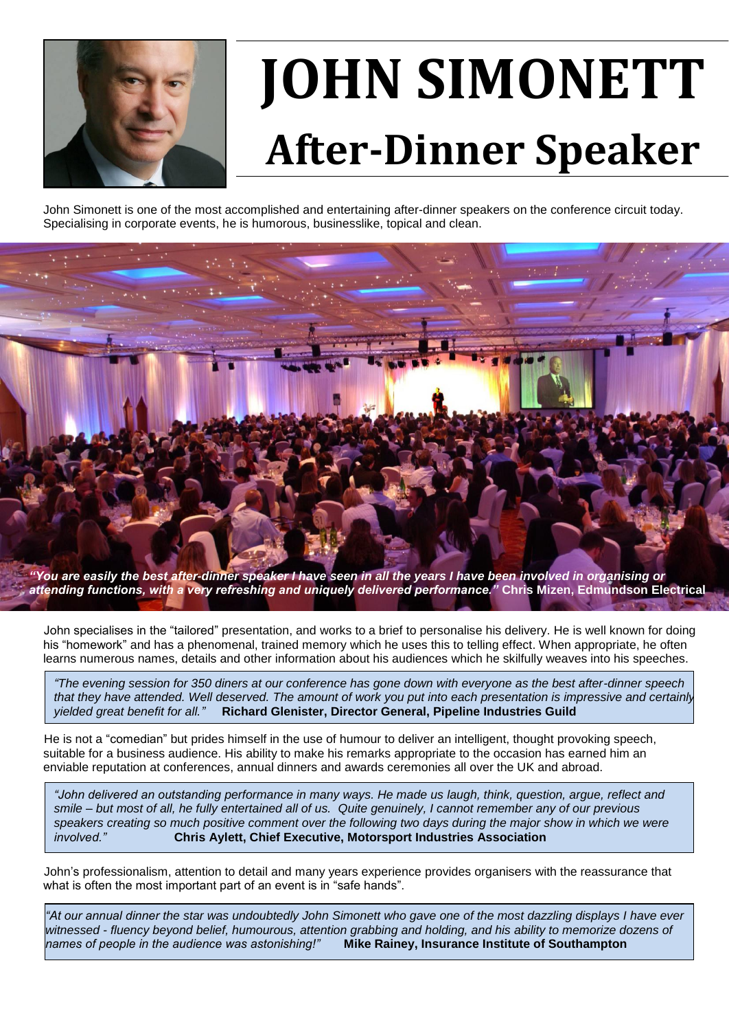# JOHN SIMONETT

## After-Dinner Speaker

John Simonett is one of the most accomplished and entertaining after-dinner speakers on the conference circuit today. Specialising in corporate events, he is humorous, businesslike, topical and clean.

***"You are easily the best after-dinner speaker I have seen in all the years I have been involved in organising or attending functions, with a very refreshing and uniquely delivered performance."*** **Chris Mizen, Edmundson Electrical**

John specialises in the "tailored" presentation, and works to a brief to personalise his delivery. He is well known for doing his "homework" and has a phenomenal, trained memory which he uses this to telling effect. When appropriate, he often learns numerous names, details and other information about his audiences which he skilfully weaves into his speeches.

> *"The evening session for 350 diners at our conference has gone down with everyone as the best after-dinner speech that they have attended. Well deserved. The amount of work you put into each presentation is impressive and certainly yielded great benefit for all."* **Richard Glenister, Director General, Pipeline Industries Guild**

He is not a "comedian" but prides himself in the use of humour to deliver an intelligent, thought provoking speech, suitable for a business audience. His ability to make his remarks appropriate to the occasion has earned him an enviable reputation at conferences, annual dinners and awards ceremonies all over the UK and abroad.

> *"John delivered an outstanding performance in many ways. He made us laugh, think, question, argue, reflect and smile – but most of all, he fully entertained all of us. Quite genuinely, I cannot remember any of our previous speakers creating so much positive comment over the following two days during the major show in which we were involved."* **Chris Aylett, Chief Executive, Motorsport Industries Association**

John's professionalism, attention to detail and many years experience provides organisers with the reassurance that what is often the most important part of an event is in "safe hands".

> *"At our annual dinner the star was undoubtedly John Simonett who gave one of the most dazzling displays I have ever witnessed - fluency beyond belief, humourous, attention grabbing and holding, and his ability to memorize dozens of names of people in the audience was astonishing!"* **Mike Rainey, Insurance Institute of Southampton**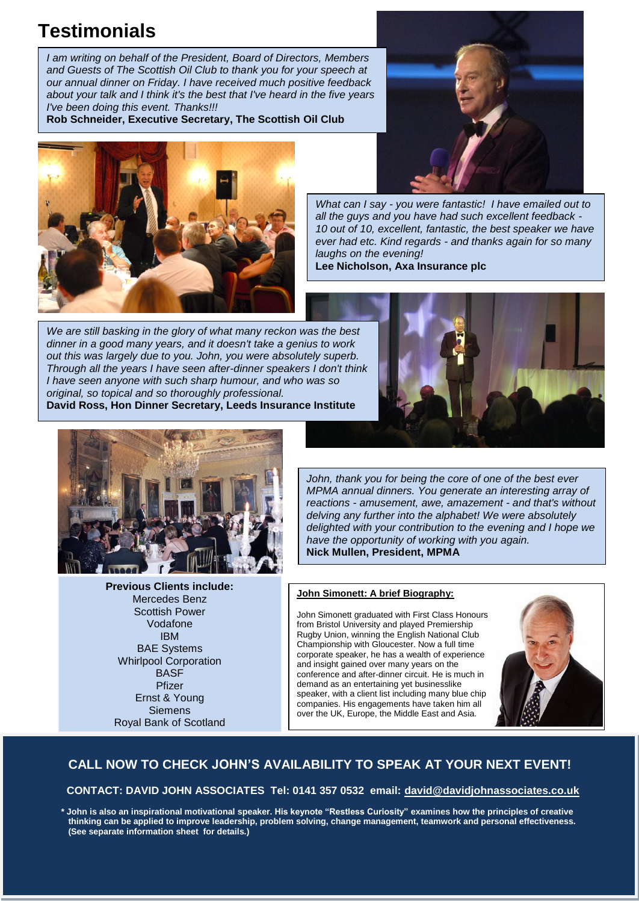# Testimonials

*I am writing on behalf of the President, Board of Directors, Members and Guests of The Scottish Oil Club to thank you for your speech at our annual dinner on Friday. I have received much positive feedback about your talk and I think it's the best that I've heard in the five years I've been doing this event. Thanks!!!*
**Rob Schneider, Executive Secretary, The Scottish Oil Club**

*What can I say - you were fantastic! I have emailed out to all the guys and you have had such excellent feedback - 10 out of 10, excellent, fantastic, the best speaker we have ever had etc. Kind regards - and thanks again for so many laughs on the evening!*
**Lee Nicholson, Axa Insurance plc**

*We are still basking in the glory of what many reckon was the best dinner in a good many years, and it doesn't take a genius to work out this was largely due to you. John, you were absolutely superb. Through all the years I have seen after-dinner speakers I don't think I have seen anyone with such sharp humour, and who was so original, so topical and so thoroughly professional.*
**David Ross, Hon Dinner Secretary, Leeds Insurance Institute**

*John, thank you for being the core of one of the best ever MPMA annual dinners. You generate an interesting array of reactions - amusement, awe, amazement - and that's without delving any further into the alphabet! We were absolutely delighted with your contribution to the evening and I hope we have the opportunity of working with you again.*
**Nick Mullen, President, MPMA**

**Previous Clients include:**
Mercedes Benz
Scottish Power
Vodafone
IBM
BAE Systems
Whirlpool Corporation
BASF
Pfizer
Ernst & Young
Siemens
Royal Bank of Scotland

**John Simonett: A brief Biography:**

John Simonett graduated with First Class Honours from Bristol University and played Premiership Rugby Union, winning the English National Club Championship with Gloucester. Now a full time corporate speaker, he has a wealth of experience and insight gained over many years on the conference and after-dinner circuit. He is much in demand as an entertaining yet businesslike speaker, with a client list including many blue chip companies. His engagements have taken him all over the UK, Europe, the Middle East and Asia.

**CALL NOW TO CHECK JOHN'S AVAILABILITY TO SPEAK AT YOUR NEXT EVENT!**

**CONTACT: DAVID JOHN ASSOCIATES Tel: 0141 357 0532 email: david@davidjohnassociates.co.uk**

**\* John is also an inspirational motivational speaker. His keynote "Restless Curiosity" examines how the principles of creative thinking can be applied to improve leadership, problem solving, change management, teamwork and personal effectiveness. (See separate information sheet for details.)**